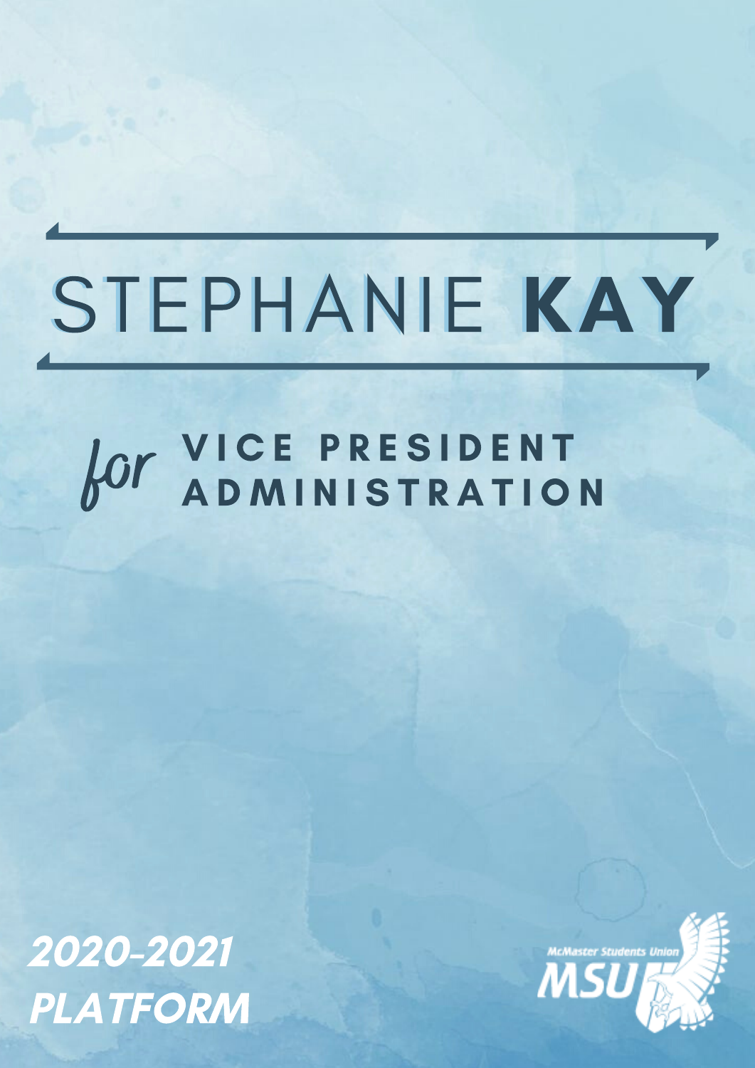# STEPHANIE **KAY**

## *for* VICE PRESIDENT ADMINISTRATION

***2020-2021 PLATFORM***

McMaster Students Union

MSU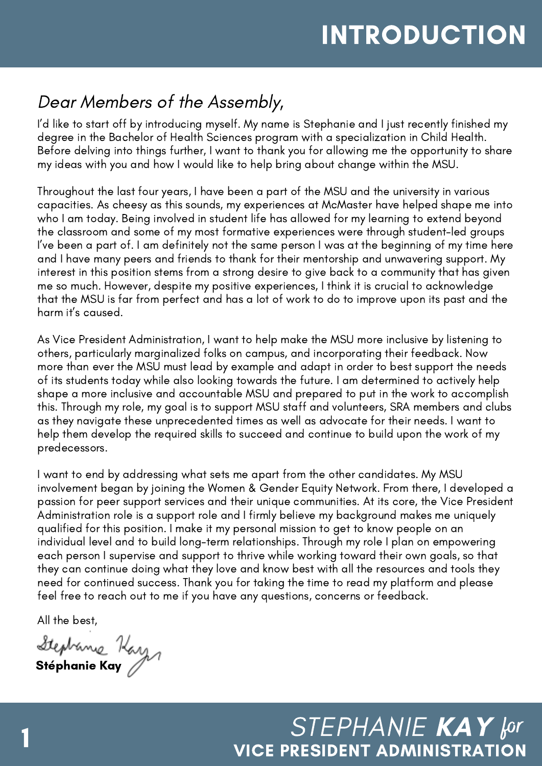# INTRODUCTION

*Dear Members of the Assembly,*

I'd like to start off by introducing myself. My name is Stephanie and I just recently finished my degree in the Bachelor of Health Sciences program with a specialization in Child Health. Before delving into things further, I want to thank you for allowing me the opportunity to share my ideas with you and how I would like to help bring about change within the MSU.

Throughout the last four years, I have been a part of the MSU and the university in various capacities. As cheesy as this sounds, my experiences at McMaster have helped shape me into who I am today. Being involved in student life has allowed for my learning to extend beyond the classroom and some of my most formative experiences were through student-led groups I've been a part of. I am definitely not the same person I was at the beginning of my time here and I have many peers and friends to thank for their mentorship and unwavering support. My interest in this position stems from a strong desire to give back to a community that has given me so much. However, despite my positive experiences, I think it is crucial to acknowledge that the MSU is far from perfect and has a lot of work to do to improve upon its past and the harm it's caused.

As Vice President Administration, I want to help make the MSU more inclusive by listening to others, particularly marginalized folks on campus, and incorporating their feedback. Now more than ever the MSU must lead by example and adapt in order to best support the needs of its students today while also looking towards the future. I am determined to actively help shape a more inclusive and accountable MSU and prepared to put in the work to accomplish this. Through my role, my goal is to support MSU staff and volunteers, SRA members and clubs as they navigate these unprecedented times as well as advocate for their needs. I want to help them develop the required skills to succeed and continue to build upon the work of my predecessors.

I want to end by addressing what sets me apart from the other candidates. My MSU involvement began by joining the Women & Gender Equity Network. From there, I developed a passion for peer support services and their unique communities. At its core, the Vice President Administration role is a support role and I firmly believe my background makes me uniquely qualified for this position. I make it my personal mission to get to know people on an individual level and to build long-term relationships. Through my role I plan on empowering each person I supervise and support to thrive while working toward their own goals, so that they can continue doing what they love and know best with all the resources and tools they need for continued success. Thank you for taking the time to read my platform and please feel free to reach out to me if you have any questions, concerns or feedback.

All the best,

**Stéphanie Kay**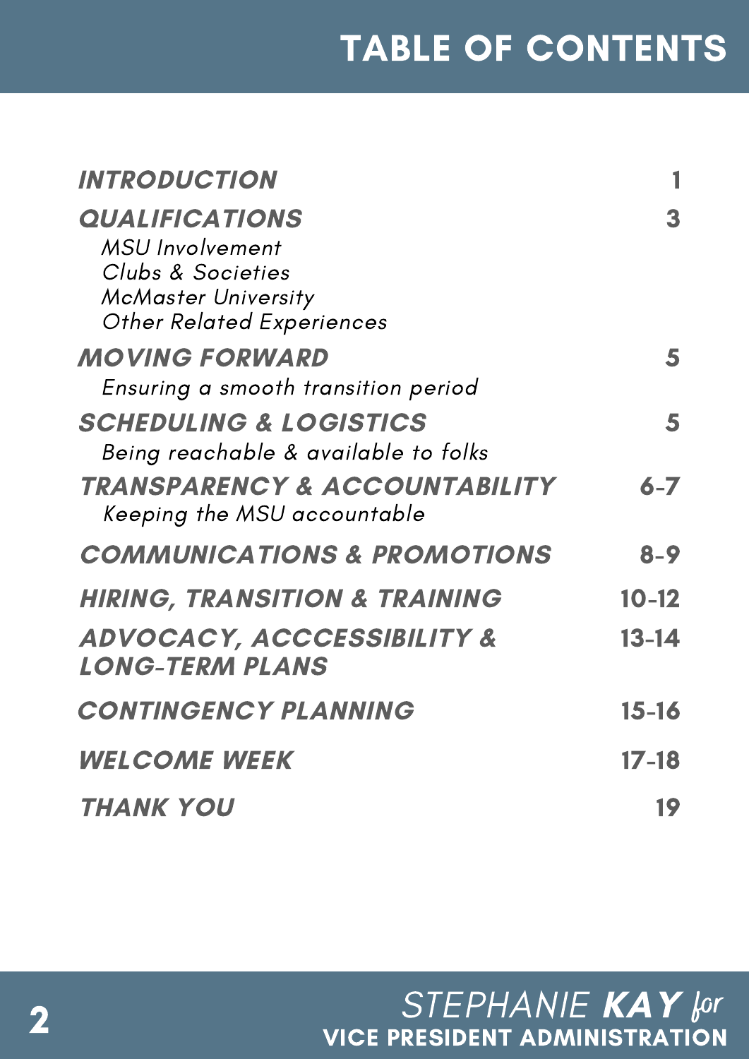# TABLE OF CONTENTS

| Section | Page |
|---|---|
| ***INTRODUCTION*** | 1 |
| ***QUALIFICATIONS*** <br> *MSU Involvement* <br> *Clubs & Societies* <br> *McMaster University* <br> *Other Related Experiences* | 3 |
| ***MOVING FORWARD*** <br> *Ensuring a smooth transition period* | 5 |
| ***SCHEDULING & LOGISTICS*** <br> *Being reachable & available to folks* | 5 |
| ***TRANSPARENCY & ACCOUNTABILITY*** <br> *Keeping the MSU accountable* | 6-7 |
| ***COMMUNICATIONS & PROMOTIONS*** | 8-9 |
| ***HIRING, TRANSITION & TRAINING*** | 10-12 |
| ***ADVOCACY, ACCCESSIBILITY & LONG-TERM PLANS*** | 13-14 |
| ***CONTINGENCY PLANNING*** | 15-16 |
| ***WELCOME WEEK*** | 17-18 |
| ***THANK YOU*** | 19 |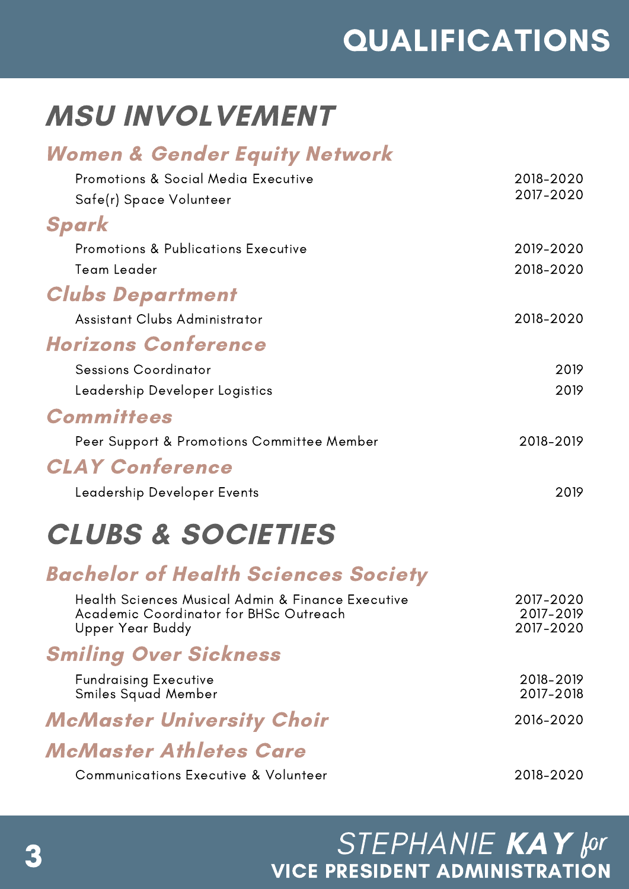# QUALIFICATIONS

## MSU INVOLVEMENT

### *Women & Gender Equity Network*

| | |
|---|---|
| Promotions & Social Media Executive | 2018-2020 |
| Safe(r) Space Volunteer | 2017-2020 |

### *Spark*

| | |
|---|---|
| Promotions & Publications Executive | 2019-2020 |
| Team Leader | 2018-2020 |

### *Clubs Department*

| | |
|---|---|
| Assistant Clubs Administrator | 2018-2020 |

### *Horizons Conference*

| | |
|---|---|
| Sessions Coordinator | 2019 |
| Leadership Developer Logistics | 2019 |

### *Committees*

| | |
|---|---|
| Peer Support & Promotions Committee Member | 2018-2019 |

### *CLAY Conference*

| | |
|---|---|
| Leadership Developer Events | 2019 |

## CLUBS & SOCIETIES

### *Bachelor of Health Sciences Society*

| | |
|---|---|
| Health Sciences Musical Admin & Finance Executive | 2017-2020 |
| Academic Coordinator for BHSc Outreach | 2017-2019 |
| Upper Year Buddy | 2017-2020 |

### *Smiling Over Sickness*

| | |
|---|---|
| Fundraising Executive | 2018-2019 |
| Smiles Squad Member | 2017-2018 |

### *McMaster University Choir* 2016-2020

### *McMaster Athletes Care*

| | |
|---|---|
| Communications Executive & Volunteer | 2018-2020 |

STEPHANIE **KAY** *for*
**VICE PRESIDENT ADMINISTRATION**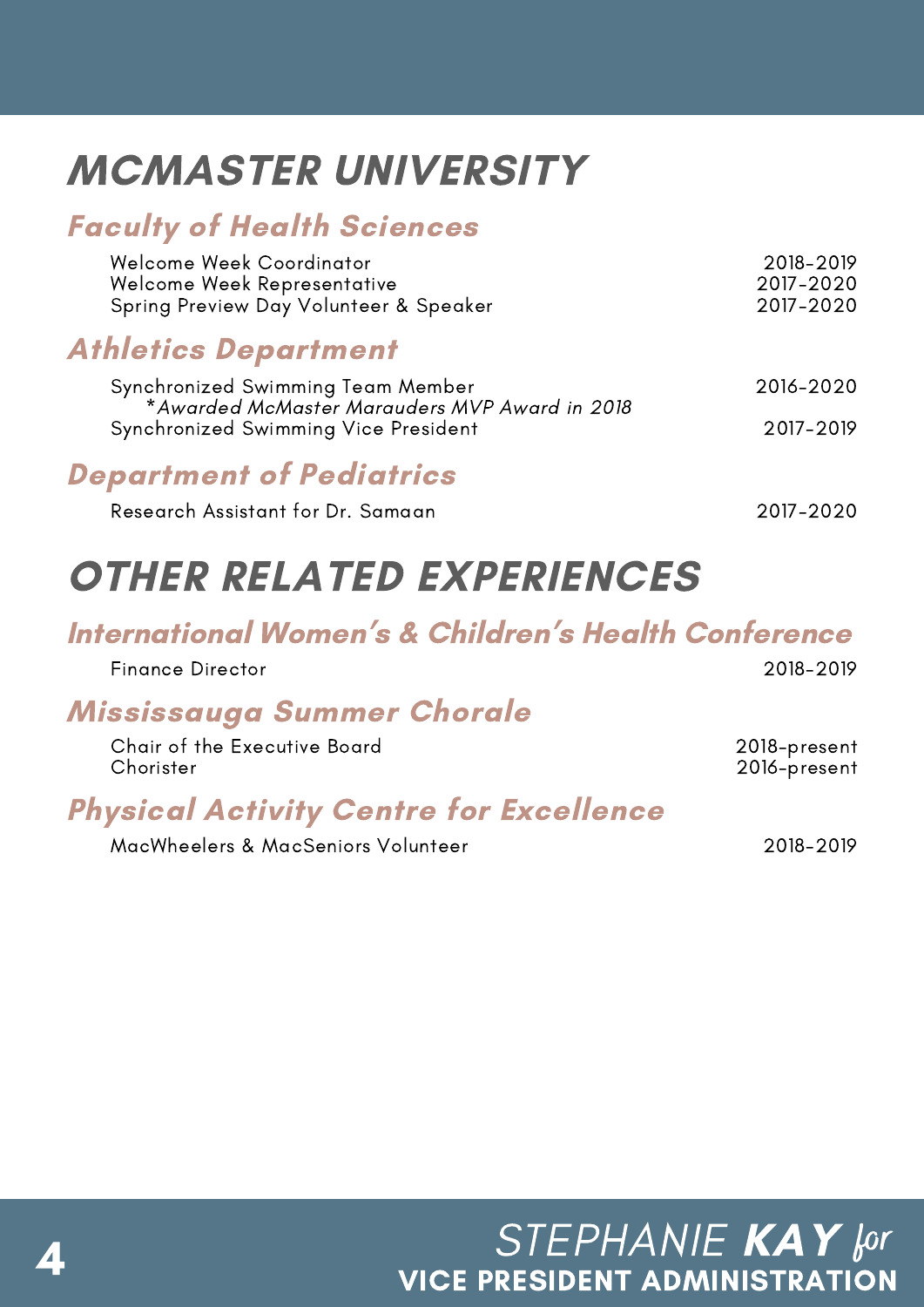# MCMASTER UNIVERSITY

## Faculty of Health Sciences

| | |
|---|---|
| Welcome Week Coordinator | 2018-2019 |
| Welcome Week Representative | 2017-2020 |
| Spring Preview Day Volunteer & Speaker | 2017-2020 |

## Athletics Department

| | |
|---|---|
| Synchronized Swimming Team Member<br>*\*Awarded McMaster Marauders MVP Award in 2018* | 2016-2020 |
| Synchronized Swimming Vice President | 2017-2019 |

## Department of Pediatrics

| | |
|---|---|
| Research Assistant for Dr. Samaan | 2017-2020 |

# OTHER RELATED EXPERIENCES

## International Women's & Children's Health Conference

| | |
|---|---|
| Finance Director | 2018-2019 |

## Mississauga Summer Chorale

| | |
|---|---|
| Chair of the Executive Board | 2018-present |
| Chorister | 2016-present |

## Physical Activity Centre for Excellence

| | |
|---|---|
| MacWheelers & MacSeniors Volunteer | 2018-2019 |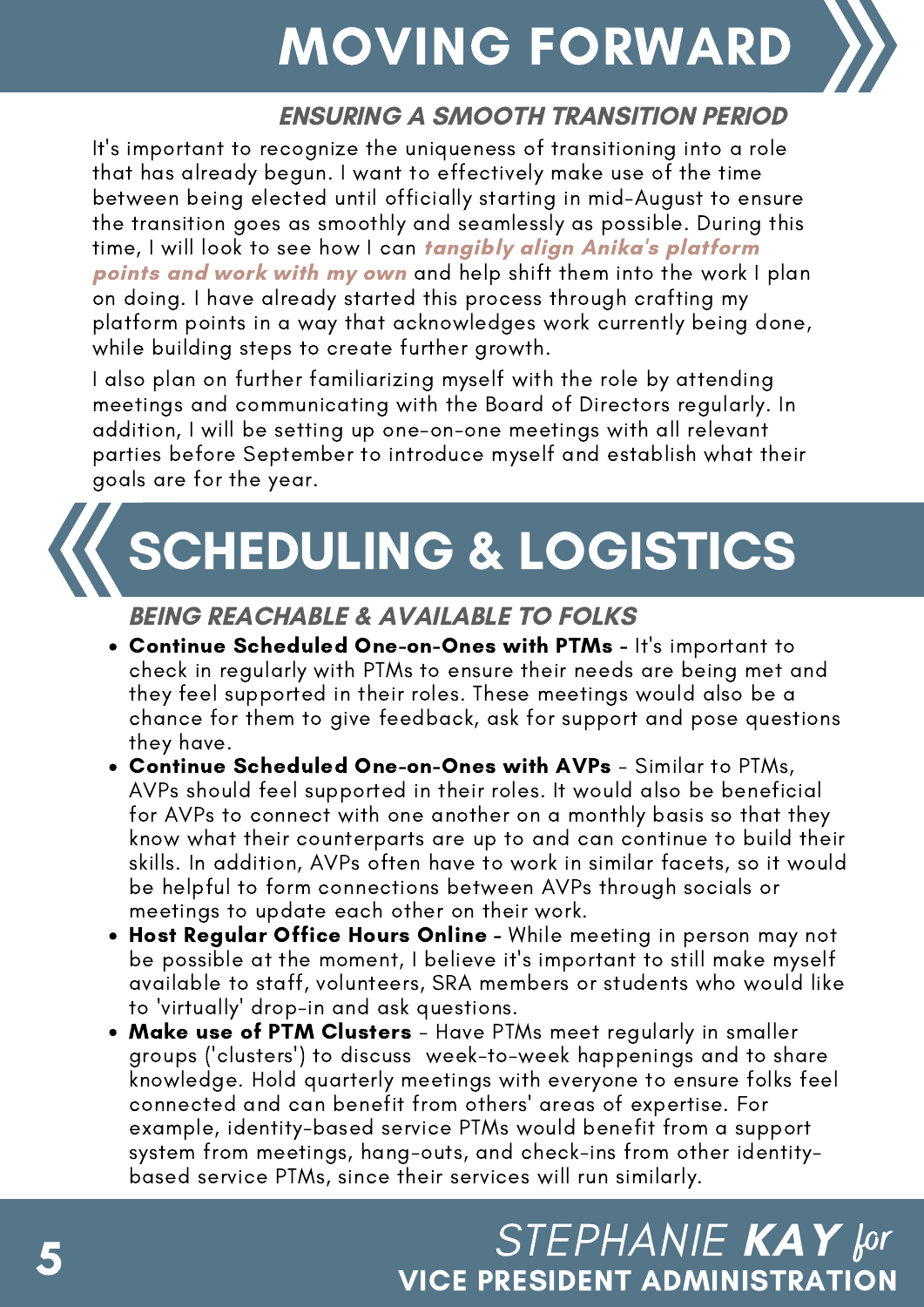# MOVING FORWARD

### *ENSURING A SMOOTH TRANSITION PERIOD*

It's important to recognize the uniqueness of transitioning into a role that has already begun. I want to effectively make use of the time between being elected until officially starting in mid-August to ensure the transition goes as smoothly and seamlessly as possible. During this time, I will look to see how I can ***tangibly align Anika's platform points and work with my own*** and help shift them into the work I plan on doing. I have already started this process through crafting my platform points in a way that acknowledges work currently being done, while building steps to create further growth.

I also plan on further familiarizing myself with the role by attending meetings and communicating with the Board of Directors regularly. In addition, I will be setting up one-on-one meetings with all relevant parties before September to introduce myself and establish what their goals are for the year.

# SCHEDULING & LOGISTICS

### *BEING REACHABLE & AVAILABLE TO FOLKS*

- **Continue Scheduled One-on-Ones with PTMs** - It's important to check in regularly with PTMs to ensure their needs are being met and they feel supported in their roles. These meetings would also be a chance for them to give feedback, ask for support and pose questions they have.
- **Continue Scheduled One-on-Ones with AVPs** - Similar to PTMs, AVPs should feel supported in their roles. It would also be beneficial for AVPs to connect with one another on a monthly basis so that they know what their counterparts are up to and can continue to build their skills. In addition, AVPs often have to work in similar facets, so it would be helpful to form connections between AVPs through socials or meetings to update each other on their work.
- **Host Regular Office Hours Online** - While meeting in person may not be possible at the moment, I believe it's important to still make myself available to staff, volunteers, SRA members or students who would like to 'virtually' drop-in and ask questions.
- ***Make use of PTM Clusters*** - Have PTMs meet regularly in smaller groups ('clusters') to discuss week-to-week happenings and to share knowledge. Hold quarterly meetings with everyone to ensure folks feel connected and can benefit from others' areas of expertise. For example, identity-based service PTMs would benefit from a support system from meetings, hang-outs, and check-ins from other identity-based service PTMs, since their services will run similarly.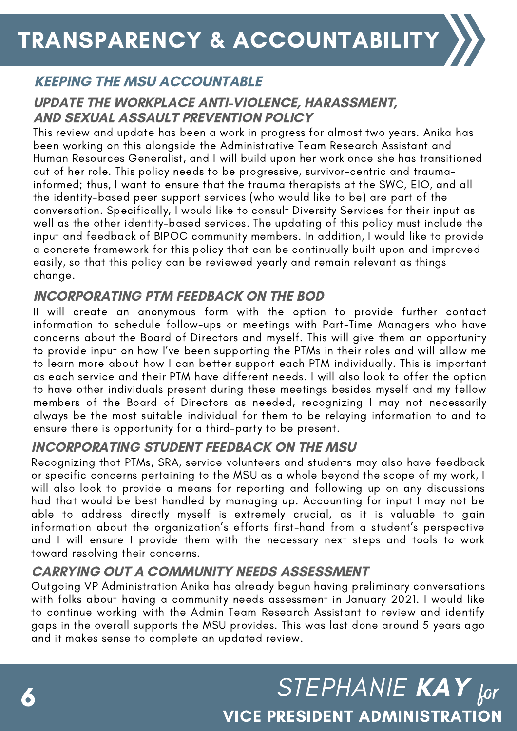# TRANSPARENCY & ACCOUNTABILITY

## KEEPING THE MSU ACCOUNTABLE

### UPDATE THE WORKPLACE ANTI-VIOLENCE, HARASSMENT, AND SEXUAL ASSAULT PREVENTION POLICY

This review and update has been a work in progress for almost two years. Anika has been working on this alongside the Administrative Team Research Assistant and Human Resources Generalist, and I will build upon her work once she has transitioned out of her role. This policy needs to be progressive, survivor-centric and trauma-informed; thus, I want to ensure that the trauma therapists at the SWC, EIO, and all the identity-based peer support services (who would like to be) are part of the conversation. Specifically, I would like to consult Diversity Services for their input as well as the other identity-based services. The updating of this policy must include the input and feedback of BIPOC community members. In addition, I would like to provide a concrete framework for this policy that can be continually built upon and improved easily, so that this policy can be reviewed yearly and remain relevant as things change.

### INCORPORATING PTM FEEDBACK ON THE BOD

II will create an anonymous form with the option to provide further contact information to schedule follow-ups or meetings with Part-Time Managers who have concerns about the Board of Directors and myself. This will give them an opportunity to provide input on how I've been supporting the PTMs in their roles and will allow me to learn more about how I can better support each PTM individually. This is important as each service and their PTM have different needs. I will also look to offer the option to have other individuals present during these meetings besides myself and my fellow members of the Board of Directors as needed, recognizing I may not necessarily always be the most suitable individual for them to be relaying information to and to ensure there is opportunity for a third-party to be present.

### INCORPORATING STUDENT FEEDBACK ON THE MSU

Recognizing that PTMs, SRA, service volunteers and students may also have feedback or specific concerns pertaining to the MSU as a whole beyond the scope of my work, I will also look to provide a means for reporting and following up on any discussions had that would be best handled by managing up. Accounting for input I may not be able to address directly myself is extremely crucial, as it is valuable to gain information about the organization's efforts first-hand from a student's perspective and I will ensure I provide them with the necessary next steps and tools to work toward resolving their concerns.

### CARRYING OUT A COMMUNITY NEEDS ASSESSMENT

Outgoing VP Administration Anika has already begun having preliminary conversations with folks about having a community needs assessment in January 2021. I would like to continue working with the Admin Team Research Assistant to review and identify gaps in the overall supports the MSU provides. This was last done around 5 years ago and it makes sense to complete an updated review.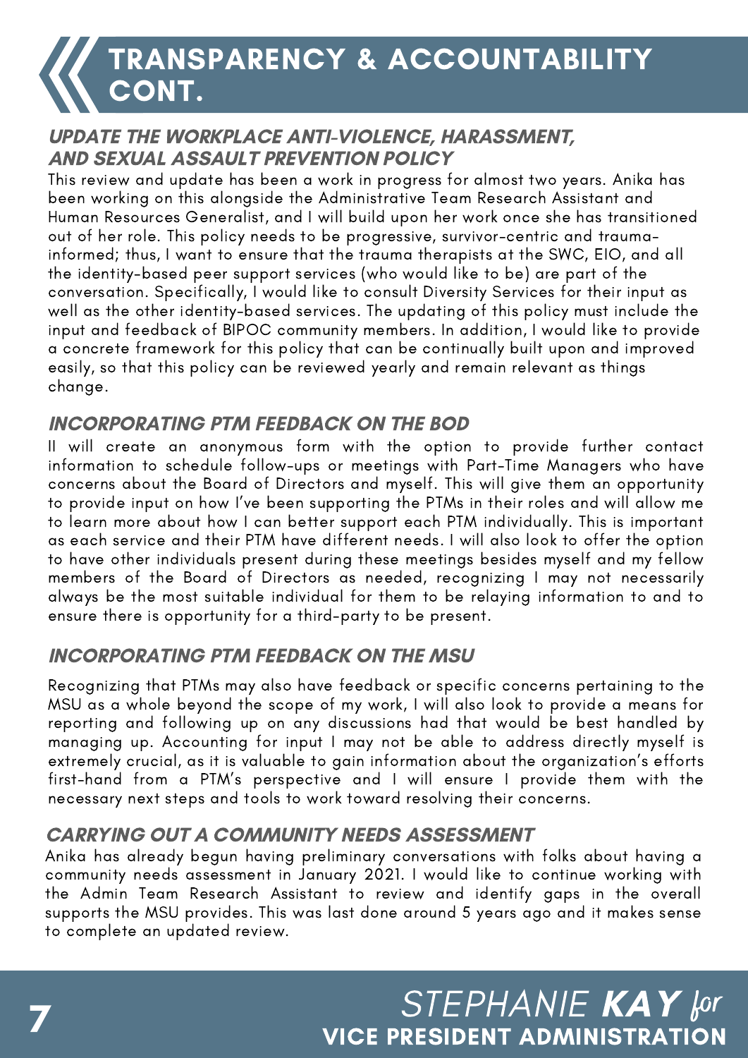# TRANSPARENCY & ACCOUNTABILITY CONT.

### *UPDATE THE WORKPLACE ANTI-VIOLENCE, HARASSMENT, AND SEXUAL ASSAULT PREVENTION POLICY*

This review and update has been a work in progress for almost two years. Anika has been working on this alongside the Administrative Team Research Assistant and Human Resources Generalist, and I will build upon her work once she has transitioned out of her role. This policy needs to be progressive, survivor-centric and trauma-informed; thus, I want to ensure that the trauma therapists at the SWC, EIO, and all the identity-based peer support services (who would like to be) are part of the conversation. Specifically, I would like to consult Diversity Services for their input as well as the other identity-based services. The updating of this policy must include the input and feedback of BIPOC community members. In addition, I would like to provide a concrete framework for this policy that can be continually built upon and improved easily, so that this policy can be reviewed yearly and remain relevant as things change.

### *INCORPORATING PTM FEEDBACK ON THE BOD*

II will create an anonymous form with the option to provide further contact information to schedule follow-ups or meetings with Part-Time Managers who have concerns about the Board of Directors and myself. This will give them an opportunity to provide input on how I've been supporting the PTMs in their roles and will allow me to learn more about how I can better support each PTM individually. This is important as each service and their PTM have different needs. I will also look to offer the option to have other individuals present during these meetings besides myself and my fellow members of the Board of Directors as needed, recognizing I may not necessarily always be the most suitable individual for them to be relaying information to and to ensure there is opportunity for a third-party to be present.

### *INCORPORATING PTM FEEDBACK ON THE MSU*

Recognizing that PTMs may also have feedback or specific concerns pertaining to the MSU as a whole beyond the scope of my work, I will also look to provide a means for reporting and following up on any discussions had that would be best handled by managing up. Accounting for input I may not be able to address directly myself is extremely crucial, as it is valuable to gain information about the organization's efforts first-hand from a PTM's perspective and I will ensure I provide them with the necessary next steps and tools to work toward resolving their concerns.

### *CARRYING OUT A COMMUNITY NEEDS ASSESSMENT*

Anika has already begun having preliminary conversations with folks about having a community needs assessment in January 2021. I would like to continue working with the Admin Team Research Assistant to review and identify gaps in the overall supports the MSU provides. This was last done around 5 years ago and it makes sense to complete an updated review.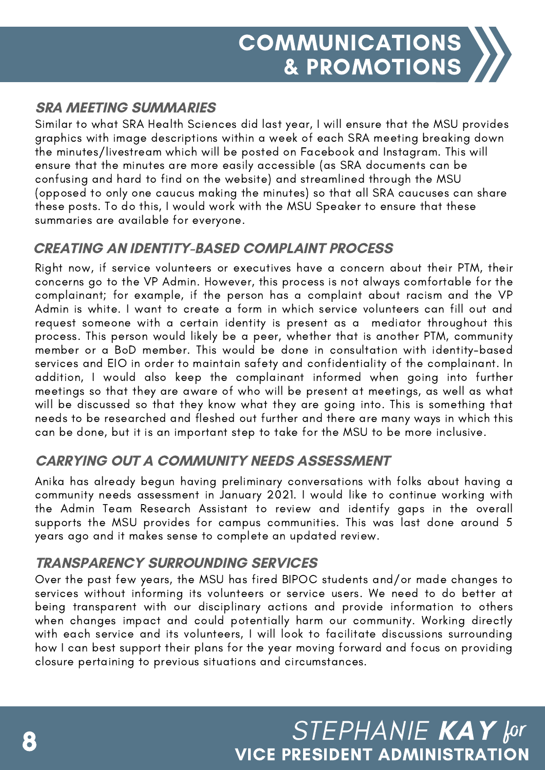# COMMUNICATIONS & PROMOTIONS

### *SRA MEETING SUMMARIES*

Similar to what SRA Health Sciences did last year, I will ensure that the MSU provides graphics with image descriptions within a week of each SRA meeting breaking down the minutes/livestream which will be posted on Facebook and Instagram. This will ensure that the minutes are more easily accessible (as SRA documents can be confusing and hard to find on the website) and streamlined through the MSU (opposed to only one caucus making the minutes) so that all SRA caucuses can share these posts. To do this, I would work with the MSU Speaker to ensure that these summaries are available for everyone.

### *CREATING AN IDENTITY-BASED COMPLAINT PROCESS*

Right now, if service volunteers or executives have a concern about their PTM, their concerns go to the VP Admin. However, this process is not always comfortable for the complainant; for example, if the person has a complaint about racism and the VP Admin is white. I want to create a form in which service volunteers can fill out and request someone with a certain identity is present as a mediator throughout this process. This person would likely be a peer, whether that is another PTM, community member or a BoD member. This would be done in consultation with identity-based services and EIO in order to maintain safety and confidentiality of the complainant. In addition, I would also keep the complainant informed when going into further meetings so that they are aware of who will be present at meetings, as well as what will be discussed so that they know what they are going into. This is something that needs to be researched and fleshed out further and there are many ways in which this can be done, but it is an important step to take for the MSU to be more inclusive.

### *CARRYING OUT A COMMUNITY NEEDS ASSESSMENT*

Anika has already begun having preliminary conversations with folks about having a community needs assessment in January 2021. I would like to continue working with the Admin Team Research Assistant to review and identify gaps in the overall supports the MSU provides for campus communities. This was last done around 5 years ago and it makes sense to complete an updated review.

### *TRANSPARENCY SURROUNDING SERVICES*

Over the past few years, the MSU has fired BIPOC students and/or made changes to services without informing its volunteers or service users. We need to do better at being transparent with our disciplinary actions and provide information to others when changes impact and could potentially harm our community. Working directly with each service and its volunteers, I will look to facilitate discussions surrounding how I can best support their plans for the year moving forward and focus on providing closure pertaining to previous situations and circumstances.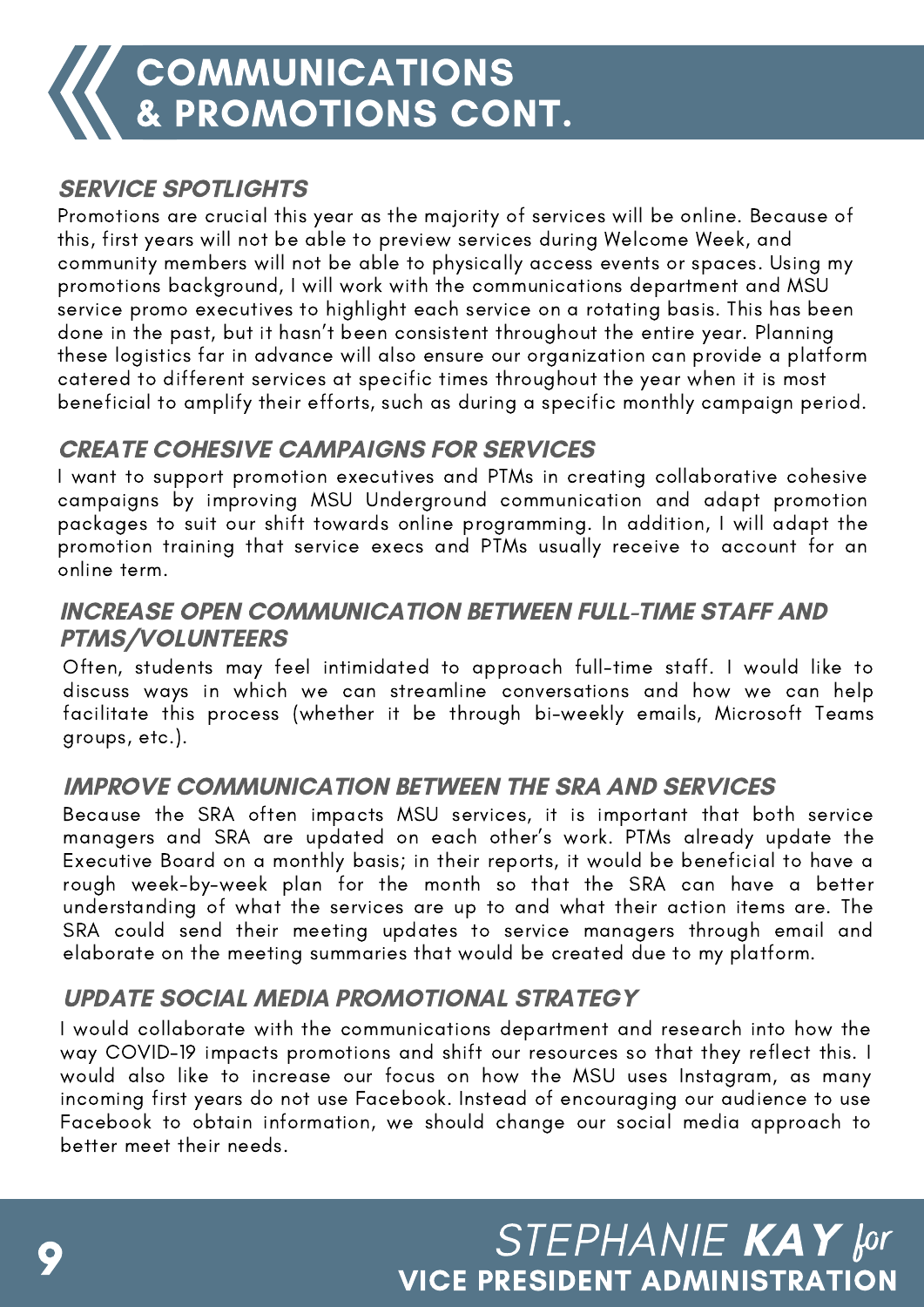# COMMUNICATIONS & PROMOTIONS CONT.

### SERVICE SPOTLIGHTS

Promotions are crucial this year as the majority of services will be online. Because of this, first years will not be able to preview services during Welcome Week, and community members will not be able to physically access events or spaces. Using my promotions background, I will work with the communications department and MSU service promo executives to highlight each service on a rotating basis. This has been done in the past, but it hasn't been consistent throughout the entire year. Planning these logistics far in advance will also ensure our organization can provide a platform catered to different services at specific times throughout the year when it is most beneficial to amplify their efforts, such as during a specific monthly campaign period.

### CREATE COHESIVE CAMPAIGNS FOR SERVICES

I want to support promotion executives and PTMs in creating collaborative cohesive campaigns by improving MSU Underground communication and adapt promotion packages to suit our shift towards online programming. In addition, I will adapt the promotion training that service execs and PTMs usually receive to account for an online term.

### INCREASE OPEN COMMUNICATION BETWEEN FULL-TIME STAFF AND PTMS/VOLUNTEERS

Often, students may feel intimidated to approach full-time staff. I would like to discuss ways in which we can streamline conversations and how we can help facilitate this process (whether it be through bi-weekly emails, Microsoft Teams groups, etc.).

### IMPROVE COMMUNICATION BETWEEN THE SRA AND SERVICES

Because the SRA often impacts MSU services, it is important that both service managers and SRA are updated on each other's work. PTMs already update the Executive Board on a monthly basis; in their reports, it would be beneficial to have a rough week-by-week plan for the month so that the SRA can have a better understanding of what the services are up to and what their action items are. The SRA could send their meeting updates to service managers through email and elaborate on the meeting summaries that would be created due to my platform.

### UPDATE SOCIAL MEDIA PROMOTIONAL STRATEGY

I would collaborate with the communications department and research into how the way COVID-19 impacts promotions and shift our resources so that they reflect this. I would also like to increase our focus on how the MSU uses Instagram, as many incoming first years do not use Facebook. Instead of encouraging our audience to use Facebook to obtain information, we should change our social media approach to better meet their needs.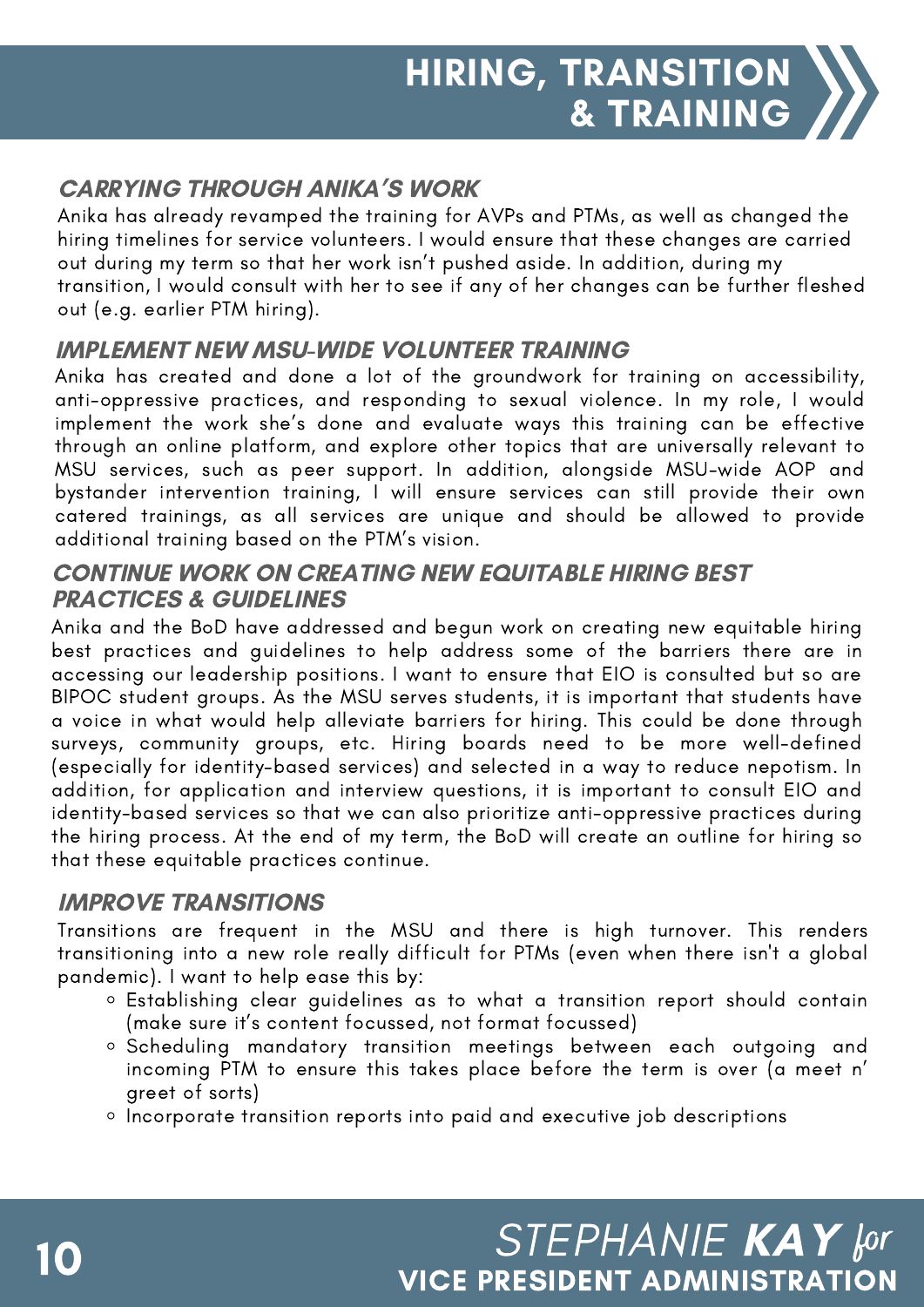# HIRING, TRANSITION & TRAINING

### *CARRYING THROUGH ANIKA'S WORK*

Anika has already revamped the training for AVPs and PTMs, as well as changed the hiring timelines for service volunteers. I would ensure that these changes are carried out during my term so that her work isn't pushed aside. In addition, during my transition, I would consult with her to see if any of her changes can be further fleshed out (e.g. earlier PTM hiring).

### *IMPLEMENT NEW MSU-WIDE VOLUNTEER TRAINING*

Anika has created and done a lot of the groundwork for training on accessibility, anti-oppressive practices, and responding to sexual violence. In my role, I would implement the work she's done and evaluate ways this training can be effective through an online platform, and explore other topics that are universally relevant to MSU services, such as peer support. In addition, alongside MSU-wide AOP and bystander intervention training, I will ensure services can still provide their own catered trainings, as all services are unique and should be allowed to provide additional training based on the PTM's vision.

### *CONTINUE WORK ON CREATING NEW EQUITABLE HIRING BEST PRACTICES & GUIDELINES*

Anika and the BoD have addressed and begun work on creating new equitable hiring best practices and guidelines to help address some of the barriers there are in accessing our leadership positions. I want to ensure that EIO is consulted but so are BIPOC student groups. As the MSU serves students, it is important that students have a voice in what would help alleviate barriers for hiring. This could be done through surveys, community groups, etc. Hiring boards need to be more well-defined (especially for identity-based services) and selected in a way to reduce nepotism. In addition, for application and interview questions, it is important to consult EIO and identity-based services so that we can also prioritize anti-oppressive practices during the hiring process. At the end of my term, the BoD will create an outline for hiring so that these equitable practices continue.

### *IMPROVE TRANSITIONS*

Transitions are frequent in the MSU and there is high turnover. This renders transitioning into a new role really difficult for PTMs (even when there isn't a global pandemic). I want to help ease this by:

- Establishing clear guidelines as to what a transition report should contain (make sure it's content focussed, not format focussed)
- Scheduling mandatory transition meetings between each outgoing and incoming PTM to ensure this takes place before the term is over (a meet n' greet of sorts)
- Incorporate transition reports into paid and executive job descriptions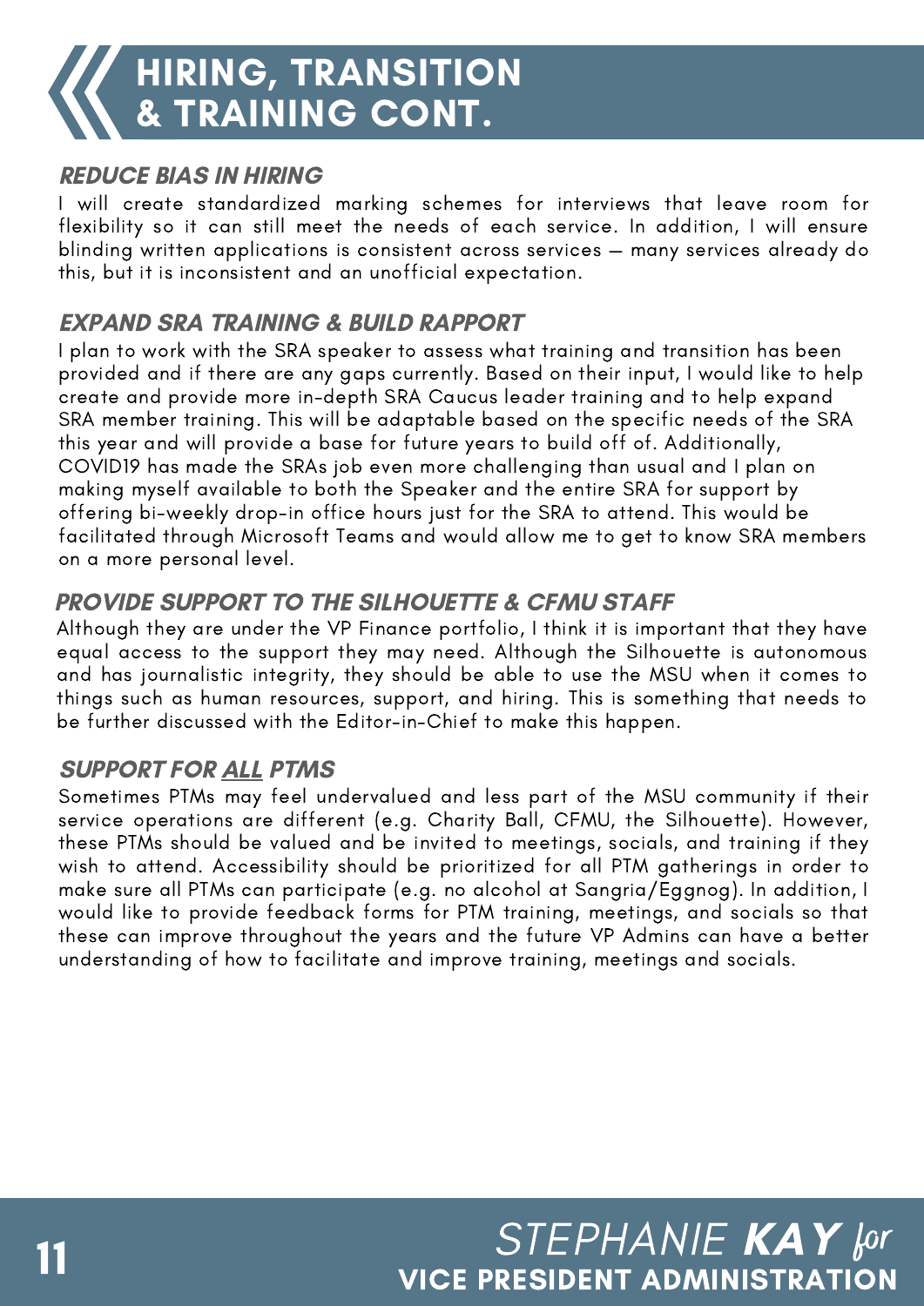# HIRING, TRANSITION & TRANSITION CONT.

## *REDUCE BIAS IN HIRING*

I will create standardized marking schemes for interviews that leave room for flexibility so it can still meet the needs of each service. In addition, I will ensure blinding written applications is consistent across services – many services already do this, but it is inconsistent and an unofficial expectation.

## *EXPAND SRA TRAINING & BUILD RAPPORT*

I plan to work with the SRA speaker to assess what training and transition has been provided and if there are any gaps currently. Based on their input, I would like to help create and provide more in-depth SRA Caucus leader training and to help expand SRA member training. This will be adaptable based on the specific needs of the SRA this year and will provide a base for future years to build off of. Additionally, COVID19 has made the SRAs job even more challenging than usual and I plan on making myself available to both the Speaker and the entire SRA for support by offering bi-weekly drop-in office hours just for the SRA to attend. This would be facilitated through Microsoft Teams and would allow me to get to know SRA members on a more personal level.

## *PROVIDE SUPPORT TO THE SILHOUETTE & CFMU STAFF*

Although they are under the VP Finance portfolio, I think it is important that they have equal access to the support they may need. Although the Silhouette is autonomous and has journalistic integrity, they should be able to use the MSU when it comes to things such as human resources, support, and hiring. This is something that needs to be further discussed with the Editor-in-Chief to make this happen.

## *SUPPORT FOR ALL PTMS*

Sometimes PTMs may feel undervalued and less part of the MSU community if their service operations are different (e.g. Charity Ball, CFMU, the Silhouette). However, these PTMs should be valued and be invited to meetings, socials, and training if they wish to attend. Accessibility should be prioritized for all PTM gatherings in order to make sure all PTMs can participate (e.g. no alcohol at Sangria/Eggnog). In addition, I would like to provide feedback forms for PTM training, meetings, and socials so that these can improve throughout the years and the future VP Admins can have a better understanding of how to facilitate and improve training, meetings and socials.

# HIRING, TRANSITION & TRAINING CONT.

## *REDUCE BIAS IN HIRING*

I will create standardized marking schemes for interviews that leave room for flexibility so it can still meet the needs of each service. In addition, I will ensure blinding written applications is consistent across services – many services already do this, but it is inconsistent and an unofficial expectation.

## *EXPAND SRA TRAINING & BUILD RAPPORT*

I plan to work with the SRA speaker to assess what training and transition has been provided and if there are any gaps currently. Based on their input, I would like to help create and provide more in-depth SRA Caucus leader training and to help expand SRA member training. This will be adaptable based on the specific needs of the SRA this year and will provide a base for future years to build off of. Additionally, COVID19 has made the SRAs job even more challenging than usual and I plan on making myself available to both the Speaker and the entire SRA for support by offering bi-weekly drop-in office hours just for the SRA to attend. This would be facilitated through Microsoft Teams and would allow me to get to know SRA members on a more personal level.

## *PROVIDE SUPPORT TO THE SILHOUETTE & CFMU STAFF*

Although they are under the VP Finance portfolio, I think it is important that they have equal access to the support they may need. Although the Silhouette is autonomous and has journalistic integrity, they should be able to use the MSU when it comes to things such as human resources, support, and hiring. This is something that needs to be further discussed with the Editor-in-Chief to make this happen.

## *SUPPORT FOR ALL PTMS*

Sometimes PTMs may feel undervalued and less part of the MSU community if their service operations are different (e.g. Charity Ball, CFMU, the Silhouette). However, these PTMs should be valued and be invited to meetings, socials, and training if they wish to attend. Accessibility should be prioritized for all PTM gatherings in order to make sure all PTMs can participate (e.g. no alcohol at Sangria/Eggnog). In addition, I would like to provide feedback forms for PTM training, meetings, and socials so that these can improve throughout the years and the future VP Admins can have a better understanding of how to facilitate and improve training, meetings and socials.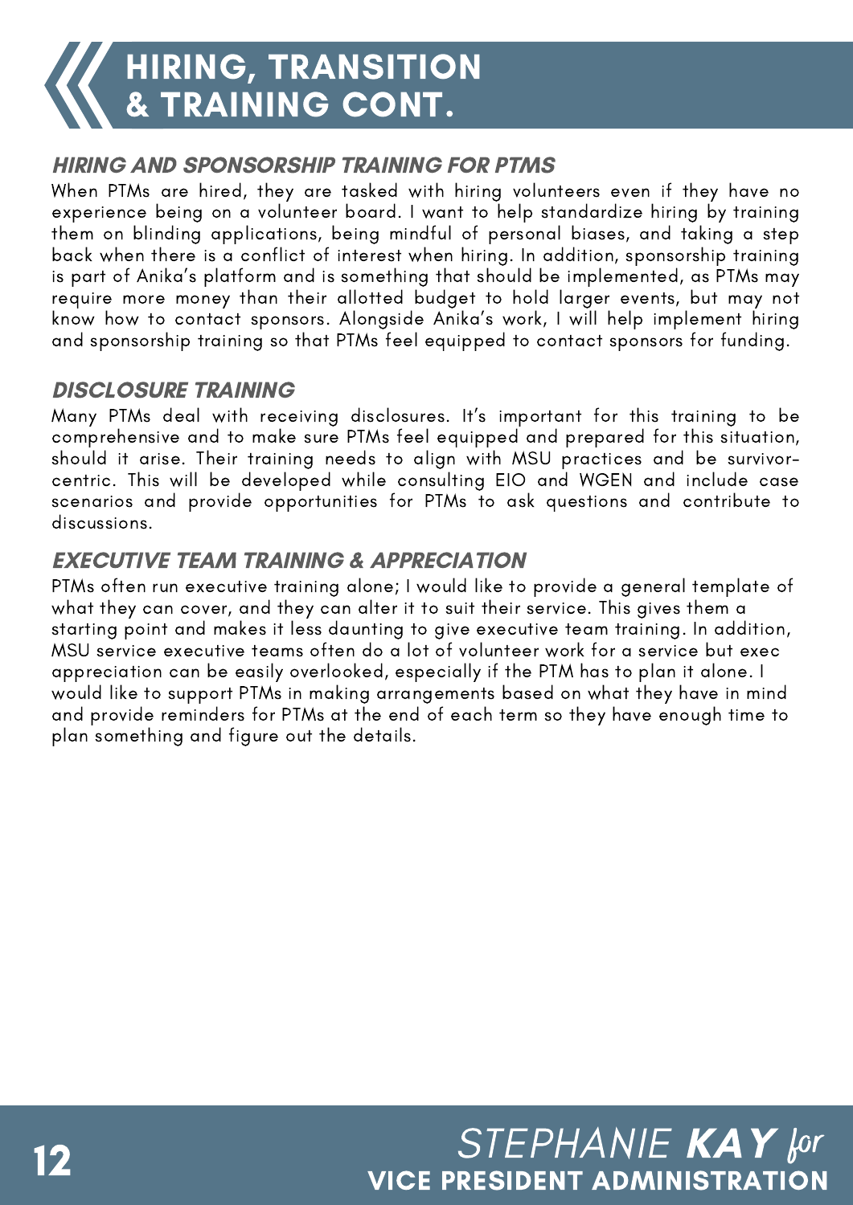# HIRING, TRANSITION & TRAINING CONT.

### *HIRING AND SPONSORSHIP TRAINING FOR PTMS*

When PTMs are hired, they are tasked with hiring volunteers even if they have no experience being on a volunteer board. I want to help standardize hiring by training them on blinding applications, being mindful of personal biases, and taking a step back when there is a conflict of interest when hiring. In addition, sponsorship training is part of Anika's platform and is something that should be implemented, as PTMs may require more money than their allotted budget to hold larger events, but may not know how to contact sponsors. Alongside Anika's work, I will help implement hiring and sponsorship training so that PTMs feel equipped to contact sponsors for funding.

### *DISCLOSURE TRAINING*

Many PTMs deal with receiving disclosures. It's important for this training to be comprehensive and to make sure PTMs feel equipped and prepared for this situation, should it arise. Their training needs to align with MSU practices and be survivor-centric. This will be developed while consulting EIO and WGEN and include case scenarios and provide opportunities for PTMs to ask questions and contribute to discussions.

### *EXECUTIVE TEAM TRAINING & APPRECIATION*

PTMs often run executive training alone; I would like to provide a general template of what they can cover, and they can alter it to suit their service. This gives them a starting point and makes it less daunting to give executive team training. In addition, MSU service executive teams often do a lot of volunteer work for a service but exec appreciation can be easily overlooked, especially if the PTM has to plan it alone. I would like to support PTMs in making arrangements based on what they have in mind and provide reminders for PTMs at the end of each term so they have enough time to plan something and figure out the details.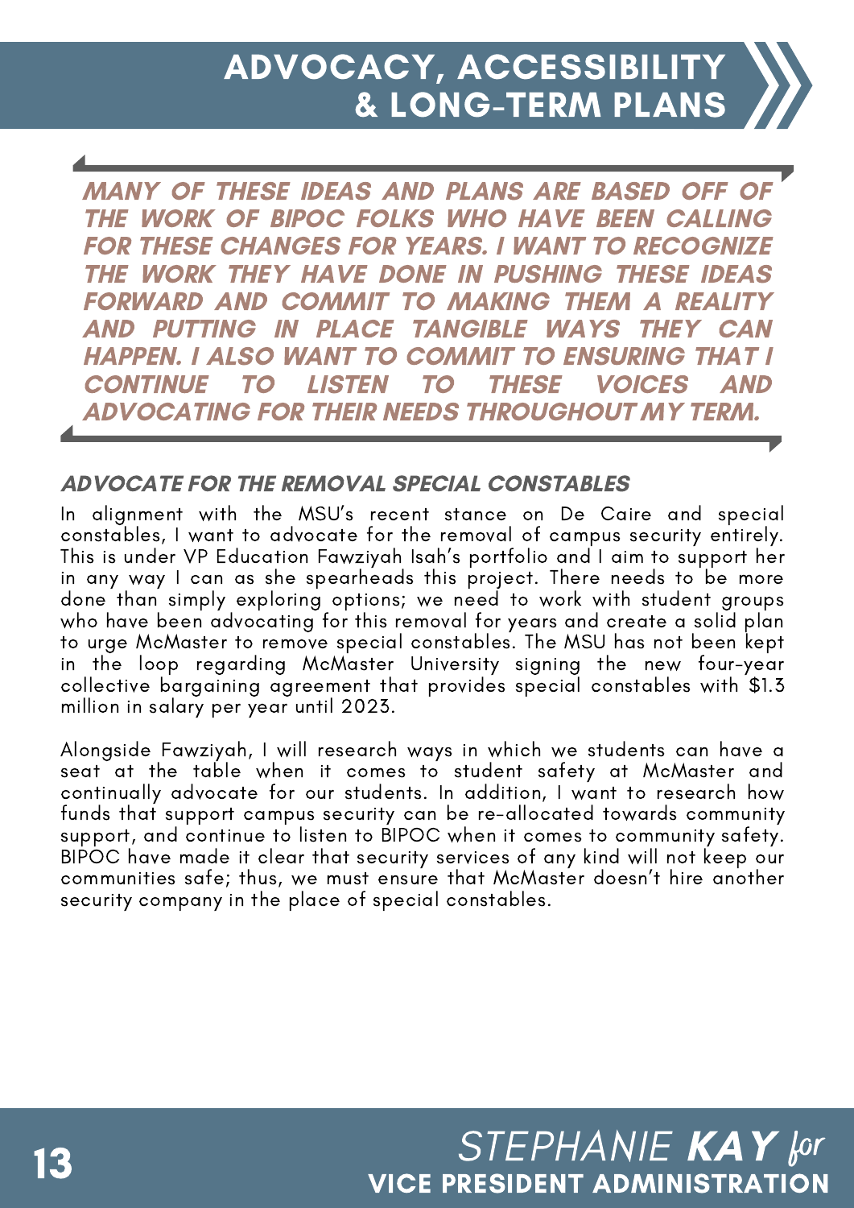# ADVOCACY, ACCESSIBILITY & LONG-TERM PLANS

***MANY OF THESE IDEAS AND PLANS ARE BASED OFF OF THE WORK OF BIPOC FOLKS WHO HAVE BEEN CALLING FOR THESE CHANGES FOR YEARS. I WANT TO RECOGNIZE THE WORK THEY HAVE DONE IN PUSHING THESE IDEAS FORWARD AND COMMIT TO MAKING THEM A REALITY AND PUTTING IN PLACE TANGIBLE WAYS THEY CAN HAPPEN. I ALSO WANT TO COMMIT TO ENSURING THAT I CONTINUE TO LISTEN TO THESE VOICES AND ADVOCATING FOR THEIR NEEDS THROUGHOUT MY TERM.***

### *ADVOCATE FOR THE REMOVAL SPECIAL CONSTABLES*

In alignment with the MSU's recent stance on De Caire and special constables, I want to advocate for the removal of campus security entirely. This is under VP Education Fawziyah Isah's portfolio and I aim to support her in any way I can as she spearheads this project. There needs to be more done than simply exploring options; we need to work with student groups who have been advocating for this removal for years and create a solid plan to urge McMaster to remove special constables. The MSU has not been kept in the loop regarding McMaster University signing the new four-year collective bargaining agreement that provides special constables with $1.3 million in salary per year until 2023.

Alongside Fawziyah, I will research ways in which we students can have a seat at the table when it comes to student safety at McMaster and continually advocate for our students. In addition, I want to research how funds that support campus security can be re-allocated towards community support, and continue to listen to BIPOC when it comes to community safety. BIPOC have made it clear that security services of any kind will not keep our communities safe; thus, we must ensure that McMaster doesn't hire another security company in the place of special constables.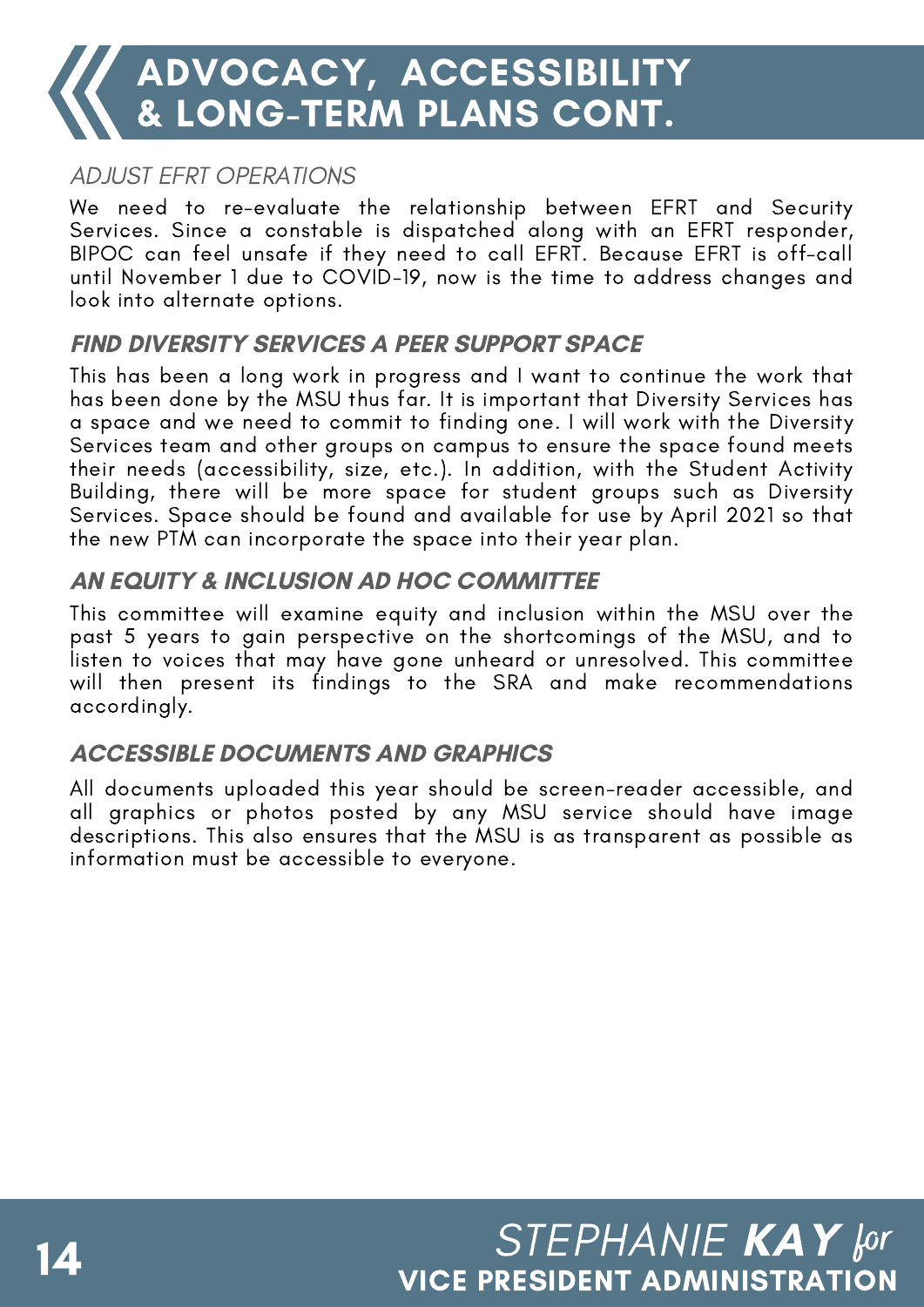# ADVOCACY, ACCESSIBILITY & LONG-TERM PLANS CONT.

## *ADJUST EFRT OPERATIONS*

We need to re-evaluate the relationship between EFRT and Security Services. Since a constable is dispatched along with an EFRT responder, BIPOC can feel unsafe if they need to call EFRT. Because EFRT is off-call until November 1 due to COVID-19, now is the time to address changes and look into alternate options.

## ***FIND DIVERSITY SERVICES A PEER SUPPORT SPACE***

This has been a long work in progress and I want to continue the work that has been done by the MSU thus far. It is important that Diversity Services has a space and we need to commit to finding one. I will work with the Diversity Services team and other groups on campus to ensure the space found meets their needs (accessibility, size, etc.). In addition, with the Student Activity Building, there will be more space for student groups such as Diversity Services. Space should be found and available for use by April 2021 so that the new PTM can incorporate the space into their year plan.

## ***AN EQUITY & INCLUSION AD HOC COMMITTEE***

This committee will examine equity and inclusion within the MSU over the past 5 years to gain perspective on the shortcomings of the MSU, and to listen to voices that may have gone unheard or unresolved. This committee will then present its findings to the SRA and make recommendations accordingly.

## ***ACCESSIBLE DOCUMENTS AND GRAPHICS***

All documents uploaded this year should be screen-reader accessible, and all graphics or photos posted by any MSU service should have image descriptions. This also ensures that the MSU is as transparent as possible as information must be accessible to everyone.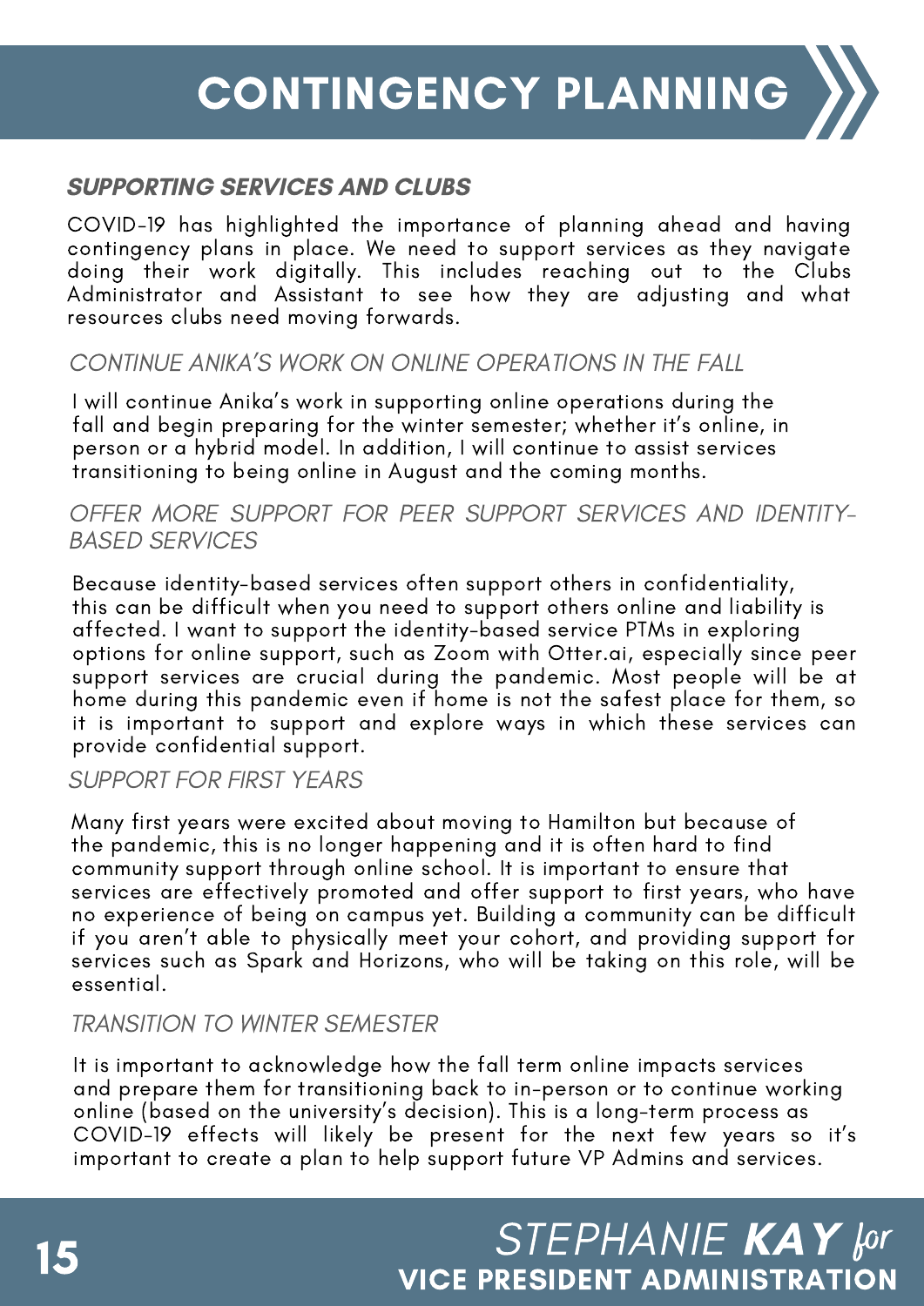# CONTINGENCY PLANNING

## *SUPPORTING SERVICES AND CLUBS*

COVID-19 has highlighted the importance of planning ahead and having contingency plans in place. We need to support services as they navigate doing their work digitally. This includes reaching out to the Clubs Administrator and Assistant to see how they are adjusting and what resources clubs need moving forwards.

### *CONTINUE ANIKA'S WORK ON ONLINE OPERATIONS IN THE FALL*

I will continue Anika's work in supporting online operations during the fall and begin preparing for the winter semester; whether it's online, in person or a hybrid model. In addition, I will continue to assist services transitioning to being online in August and the coming months.

### *OFFER MORE SUPPORT FOR PEER SUPPORT SERVICES AND IDENTITY-BASED SERVICES*

Because identity-based services often support others in confidentiality, this can be difficult when you need to support others online and liability is affected. I want to support the identity-based service PTMs in exploring options for online support, such as Zoom with Otter.ai, especially since peer support services are crucial during the pandemic. Most people will be at home during this pandemic even if home is not the safest place for them, so it is important to support and explore ways in which these services can provide confidential support.

### *SUPPORT FOR FIRST YEARS*

Many first years were excited about moving to Hamilton but because of the pandemic, this is no longer happening and it is often hard to find community support through online school. It is important to ensure that services are effectively promoted and offer support to first years, who have no experience of being on campus yet. Building a community can be difficult if you aren't able to physically meet your cohort, and providing support for services such as Spark and Horizons, who will be taking on this role, will be essential.

### *TRANSITION TO WINTER SEMESTER*

It is important to acknowledge how the fall term online impacts services and prepare them for transitioning back to in-person or to continue working online (based on the university's decision). This is a long-term process as COVID-19 effects will likely be present for the next few years so it's important to create a plan to help support future VP Admins and services.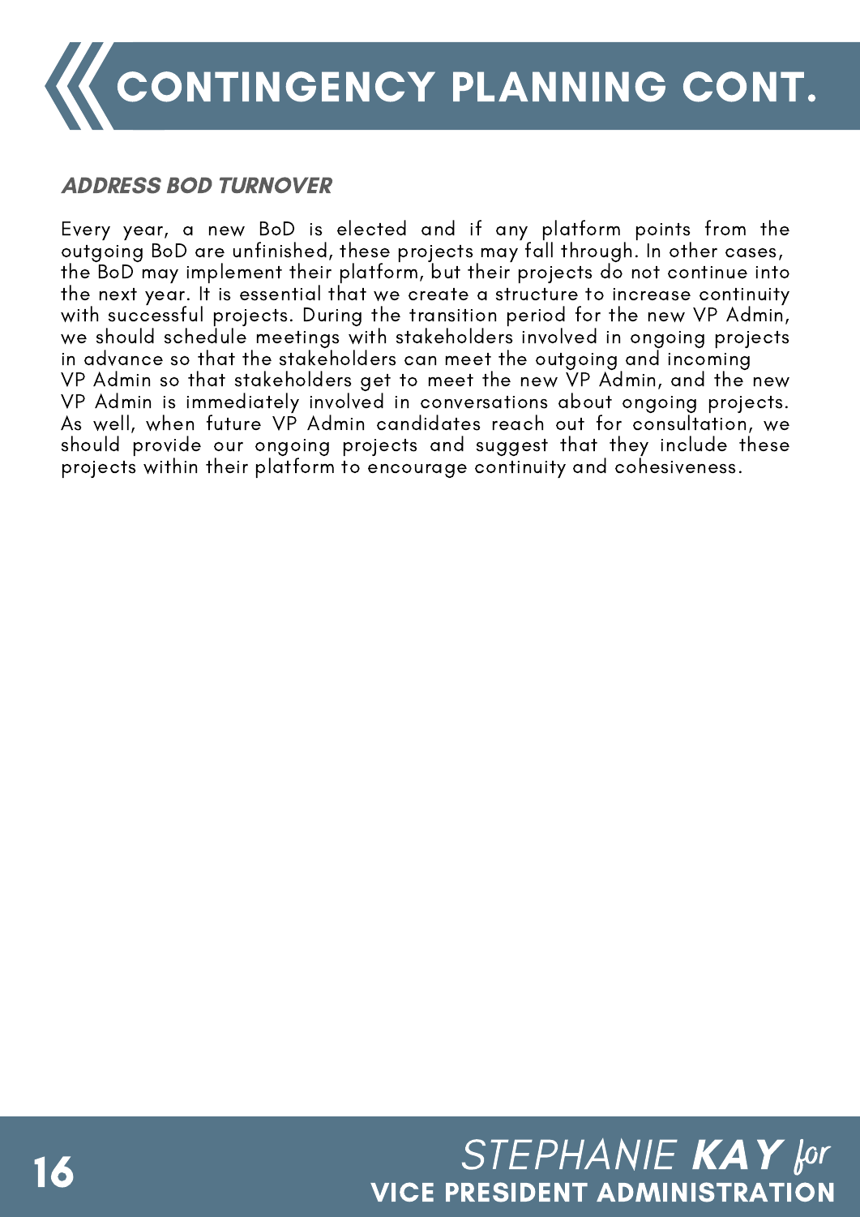# CONTINGENCY PLANNING CONT.

### *ADDRESS BOD TURNOVER*

Every year, a new BoD is elected and if any platform points from the outgoing BoD are unfinished, these projects may fall through. In other cases, the BoD may implement their platform, but their projects do not continue into the next year. It is essential that we create a structure to increase continuity with successful projects. During the transition period for the new VP Admin, we should schedule meetings with stakeholders involved in ongoing projects in advance so that the stakeholders can meet the outgoing and incoming VP Admin so that stakeholders get to meet the new VP Admin, and the new VP Admin is immediately involved in conversations about ongoing projects. As well, when future VP Admin candidates reach out for consultation, we should provide our ongoing projects and suggest that they include these projects within their platform to encourage continuity and cohesiveness.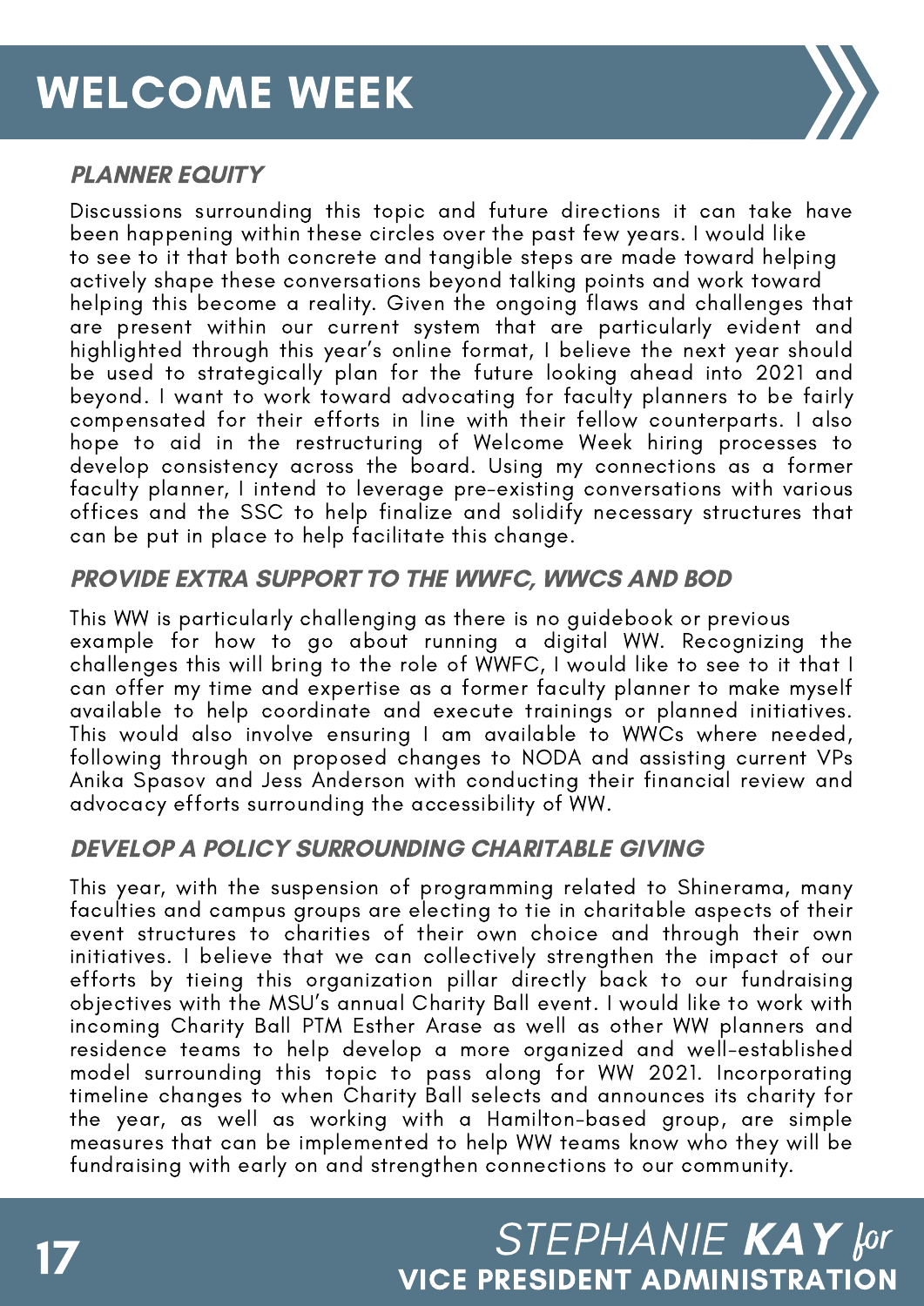# WELCOME WEEK

### *PLANNER EQUITY*

Discussions surrounding this topic and future directions it can take have been happening within these circles over the past few years. I would like to see to it that both concrete and tangible steps are made toward helping actively shape these conversations beyond talking points and work toward helping this become a reality. Given the ongoing flaws and challenges that are present within our current system that are particularly evident and highlighted through this year's online format, I believe the next year should be used to strategically plan for the future looking ahead into 2021 and beyond. I want to work toward advocating for faculty planners to be fairly compensated for their efforts in line with their fellow counterparts. I also hope to aid in the restructuring of Welcome Week hiring processes to develop consistency across the board. Using my connections as a former faculty planner, I intend to leverage pre-existing conversations with various offices and the SSC to help finalize and solidify necessary structures that can be put in place to help facilitate this change.

### *PROVIDE EXTRA SUPPORT TO THE WWFC, WWCS AND BOD*

This WW is particularly challenging as there is no guidebook or previous example for how to go about running a digital WW. Recognizing the challenges this will bring to the role of WWFC, I would like to see to it that I can offer my time and expertise as a former faculty planner to make myself available to help coordinate and execute trainings or planned initiatives. This would also involve ensuring I am available to WWCs where needed, following through on proposed changes to NODA and assisting current VPs Anika Spasov and Jess Anderson with conducting their financial review and advocacy efforts surrounding the accessibility of WW.

### *DEVELOP A POLICY SURROUNDING CHARITABLE GIVING*

This year, with the suspension of programming related to Shinerama, many faculties and campus groups are electing to tie in charitable aspects of their event structures to charities of their own choice and through their own initiatives. I believe that we can collectively strengthen the impact of our efforts by tieing this organization pillar directly back to our fundraising objectives with the MSU's annual Charity Ball event. I would like to work with incoming Charity Ball PTM Esther Arase as well as other WW planners and residence teams to help develop a more organized and well-established model surrounding this topic to pass along for WW 2021. Incorporating timeline changes to when Charity Ball selects and announces its charity for the year, as well as working with a Hamilton-based group, are simple measures that can be implemented to help WW teams know who they will be fundraising with early on and strengthen connections to our community.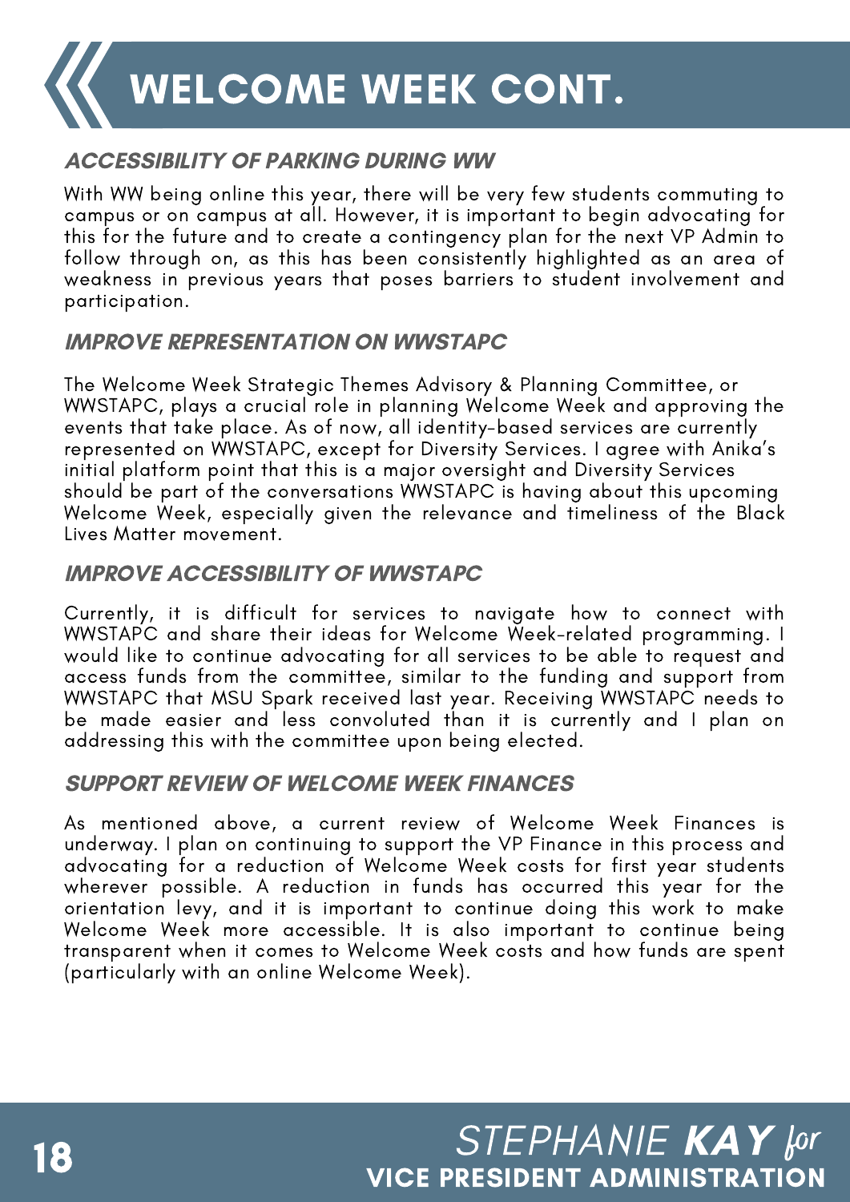# WELCOME WEEK CONT.

### *ACCESSIBILITY OF PARKING DURING WW*

With WW being online this year, there will be very few students commuting to campus or on campus at all. However, it is important to begin advocating for this for the future and to create a contingency plan for the next VP Admin to follow through on, as this has been consistently highlighted as an area of weakness in previous years that poses barriers to student involvement and participation.

### *IMPROVE REPRESENTATION ON WWSTAPC*

The Welcome Week Strategic Themes Advisory & Planning Committee, or WWSTAPC, plays a crucial role in planning Welcome Week and approving the events that take place. As of now, all identity-based services are currently represented on WWSTAPC, except for Diversity Services. I agree with Anika's initial platform point that this is a major oversight and Diversity Services should be part of the conversations WWSTAPC is having about this upcoming Welcome Week, especially given the relevance and timeliness of the Black Lives Matter movement.

### *IMPROVE ACCESSIBILITY OF WWSTAPC*

Currently, it is difficult for services to navigate how to connect with WWSTAPC and share their ideas for Welcome Week-related programming. I would like to continue advocating for all services to be able to request and access funds from the committee, similar to the funding and support from WWSTAPC that MSU Spark received last year. Receiving WWSTAPC needs to be made easier and less convoluted than it is currently and I plan on addressing this with the committee upon being elected.

### *SUPPORT REVIEW OF WELCOME WEEK FINANCES*

As mentioned above, a current review of Welcome Week Finances is underway. I plan on continuing to support the VP Finance in this process and advocating for a reduction of Welcome Week costs for first year students wherever possible. A reduction in funds has occurred this year for the orientation levy, and it is important to continue doing this work to make Welcome Week more accessible. It is also important to continue being transparent when it comes to Welcome Week costs and how funds are spent (particularly with an online Welcome Week).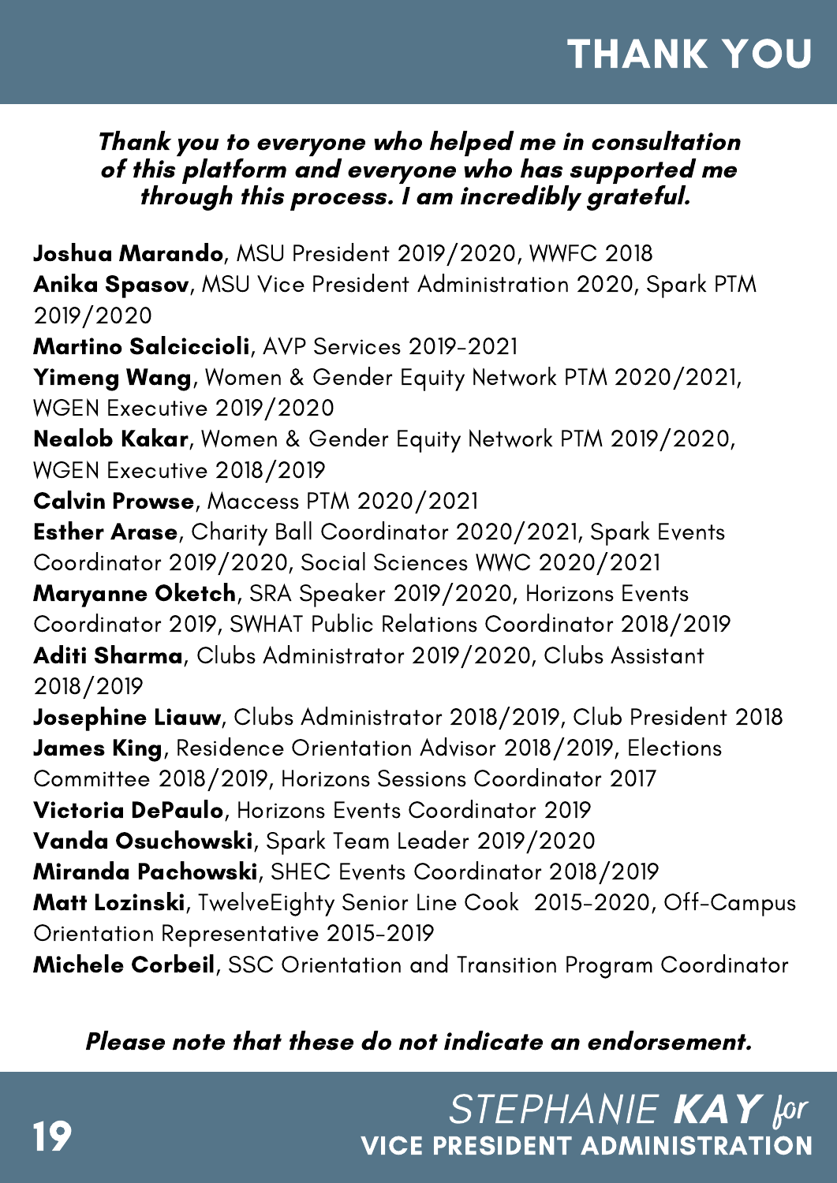# THANK YOU

***Thank you to everyone who helped me in consultation of this platform and everyone who has supported me through this process. I am incredibly grateful.***

**Joshua Marando**, MSU President 2019/2020, WWFC 2018
**Anika Spasov**, MSU Vice President Administration 2020, Spark PTM 2019/2020
**Martino Salciccioli**, AVP Services 2019-2021
**Yimeng Wang**, Women & Gender Equity Network PTM 2020/2021, WGEN Executive 2019/2020
**Nealob Kakar**, Women & Gender Equity Network PTM 2019/2020, WGEN Executive 2018/2019
**Calvin Prowse**, Maccess PTM 2020/2021
**Esther Arase**, Charity Ball Coordinator 2020/2021, Spark Events Coordinator 2019/2020, Social Sciences WWC 2020/2021
**Maryanne Oketch**, SRA Speaker 2019/2020, Horizons Events Coordinator 2019, SWHAT Public Relations Coordinator 2018/2019
**Aditi Sharma**, Clubs Administrator 2019/2020, Clubs Assistant 2018/2019
**Josephine Liauw**, Clubs Administrator 2018/2019, Club President 2018
**James King**, Residence Orientation Advisor 2018/2019, Elections Committee 2018/2019, Horizons Sessions Coordinator 2017
**Victoria DePaulo**, Horizons Events Coordinator 2019
**Vanda Osuchowski**, Spark Team Leader 2019/2020
**Miranda Pachowski**, SHEC Events Coordinator 2018/2019
**Matt Lozinski**, TwelveEighty Senior Line Cook 2015-2020, Off-Campus Orientation Representative 2015-2019
**Michele Corbeil**, SSC Orientation and Transition Program Coordinator

***Please note that these do not indicate an endorsement.***

STEPHANIE **KAY** *for*
**VICE PRESIDENT ADMINISTRATION**